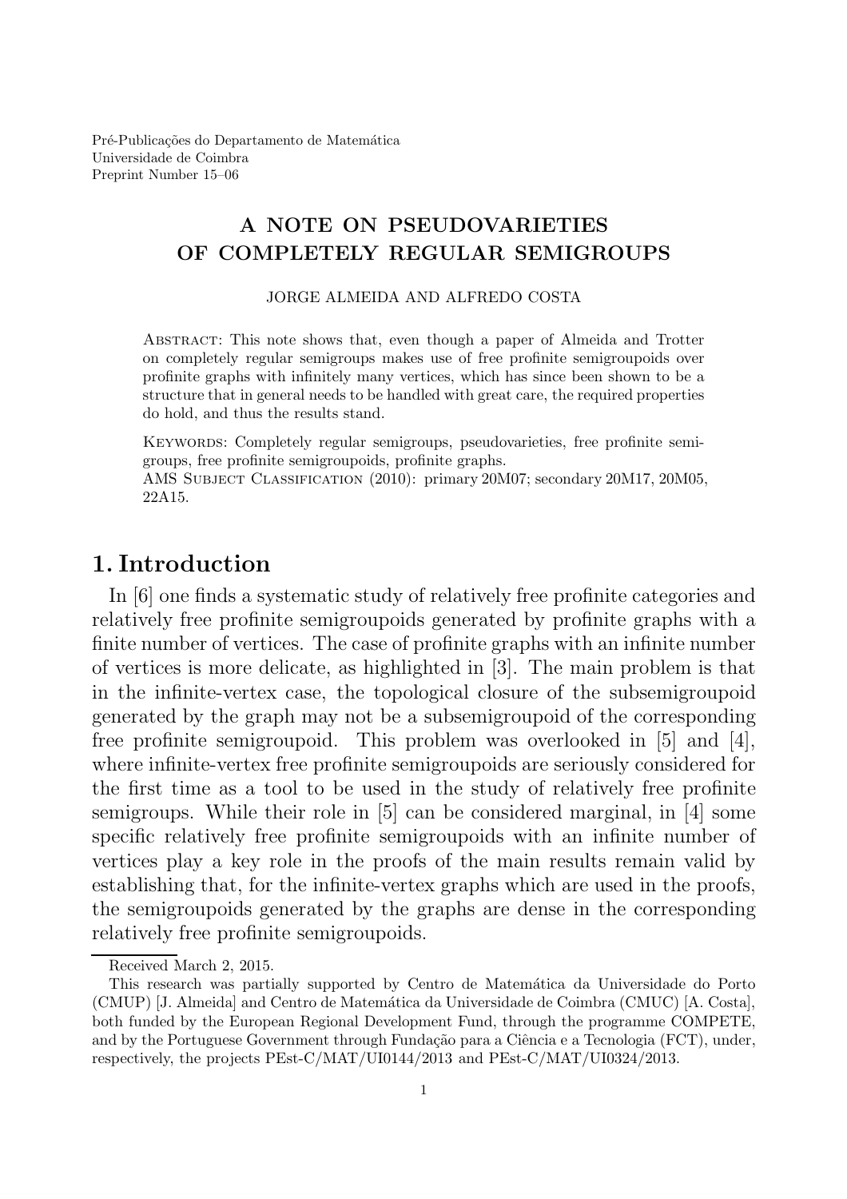Pré-Publicações do Departamento de Matemática
Universidade de Coimbra
Preprint Number 15–06

# A NOTE ON PSEUDOVARIETIES OF COMPLETELY REGULAR SEMIGROUPS

JORGE ALMEIDA AND ALFREDO COSTA

Abstract: This note shows that, even though a paper of Almeida and Trotter on completely regular semigroups makes use of free profinite semigroupoids over profinite graphs with infinitely many vertices, which has since been shown to be a structure that in general needs to be handled with great care, the required properties do hold, and thus the results stand.

Keywords: Completely regular semigroups, pseudovarieties, free profinite semigroups, free profinite semigroupoids, profinite graphs.
AMS Subject Classification (2010): primary 20M07; secondary 20M17, 20M05, 22A15.

## 1. Introduction

In [6] one finds a systematic study of relatively free profinite categories and relatively free profinite semigroupoids generated by profinite graphs with a finite number of vertices. The case of profinite graphs with an infinite number of vertices is more delicate, as highlighted in [3]. The main problem is that in the infinite-vertex case, the topological closure of the subsemigroupoid generated by the graph may not be a subsemigroupoid of the corresponding free profinite semigroupoid. This problem was overlooked in [5] and [4], where infinite-vertex free profinite semigroupoids are seriously considered for the first time as a tool to be used in the study of relatively free profinite semigroups. While their role in [5] can be considered marginal, in [4] some specific relatively free profinite semigroupoids with an infinite number of vertices play a key role in the proofs of the main results remain valid by establishing that, for the infinite-vertex graphs which are used in the proofs, the semigroupoids generated by the graphs are dense in the corresponding relatively free profinite semigroupoids.

Received March 2, 2015.

This research was partially supported by Centro de Matemática da Universidade do Porto (CMUP) [J. Almeida] and Centro de Matemática da Universidade de Coimbra (CMUC) [A. Costa], both funded by the European Regional Development Fund, through the programme COMPETE, and by the Portuguese Government through Fundação para a Ciência e a Tecnologia (FCT), under, respectively, the projects PEst-C/MAT/UI0144/2013 and PEst-C/MAT/UI0324/2013.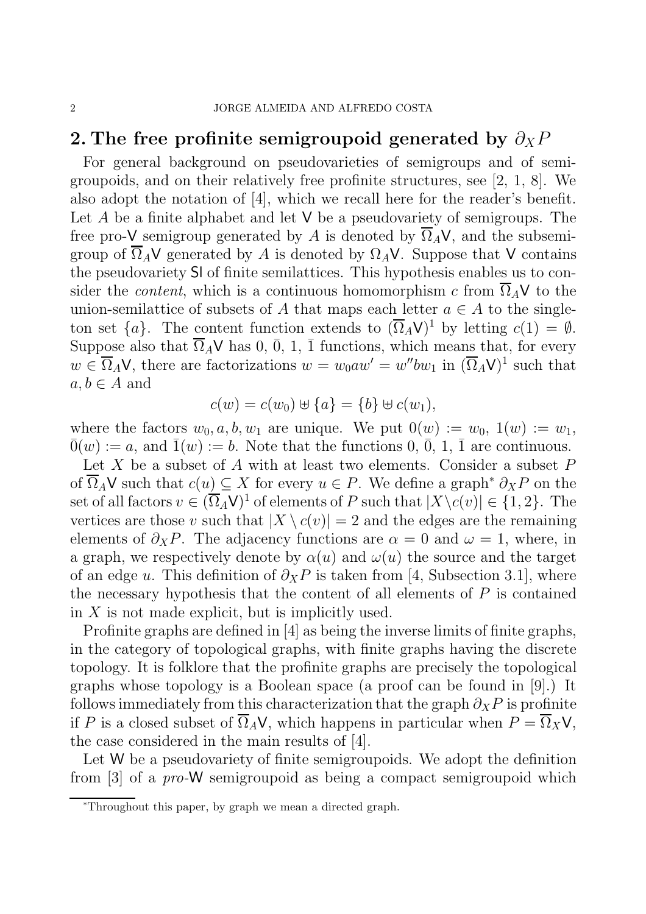## 2. The free profinite semigroupoid generated by $\partial_X P$

For general background on pseudovarieties of semigroups and of semigroupoids, and on their relatively free profinite structures, see [2, 1, 8]. We also adopt the notation of [4], which we recall here for the reader's benefit. Let $A$ be a finite alphabet and let $\mathsf{V}$ be a pseudovariety of semigroups. The free pro-$\mathsf{V}$ semigroup generated by $A$ is denoted by $\overline{\Omega}_A\mathsf{V}$, and the subsemigroup of $\overline{\Omega}_A\mathsf{V}$ generated by $A$ is denoted by $\Omega_A\mathsf{V}$. Suppose that $\mathsf{V}$ contains the pseudovariety $\mathsf{Sl}$ of finite semilattices. This hypothesis enables us to consider the *content*, which is a continuous homomorphism $c$ from $\overline{\Omega}_A\mathsf{V}$ to the union-semilattice of subsets of $A$ that maps each letter $a \in A$ to the singleton set $\{a\}$. The content function extends to $(\overline{\Omega}_A\mathsf{V})^1$ by letting $c(1) = \emptyset$. Suppose also that $\overline{\Omega}_A\mathsf{V}$ has $0$, $\bar{0}$, $1$, $\bar{1}$ functions, which means that, for every $w \in \overline{\Omega}_A\mathsf{V}$, there are factorizations $w = w_0 a w' = w'' b w_1$ in $(\overline{\Omega}_A\mathsf{V})^1$ such that $a, b \in A$ and

$$c(w) = c(w_0) \uplus \{a\} = \{b\} \uplus c(w_1),$$

where the factors $w_0, a, b, w_1$ are unique. We put $0(w) := w_0$, $1(w) := w_1$, $\bar{0}(w) := a$, and $\bar{1}(w) := b$. Note that the functions $0$, $\bar{0}$, $1$, $\bar{1}$ are continuous.

Let $X$ be a subset of $A$ with at least two elements. Consider a subset $P$ of $\overline{\Omega}_A\mathsf{V}$ such that $c(u) \subseteq X$ for every $u \in P$. We define a graph* $\partial_X P$ on the set of all factors $v \in (\overline{\Omega}_A\mathsf{V})^1$ of elements of $P$ such that $|X \setminus c(v)| \in \{1, 2\}$. The vertices are those $v$ such that $|X \setminus c(v)| = 2$ and the edges are the remaining elements of $\partial_X P$. The adjacency functions are $\alpha = 0$ and $\omega = 1$, where, in a graph, we respectively denote by $\alpha(u)$ and $\omega(u)$ the source and the target of an edge $u$. This definition of $\partial_X P$ is taken from [4, Subsection 3.1], where the necessary hypothesis that the content of all elements of $P$ is contained in $X$ is not made explicit, but is implicitly used.

Profinite graphs are defined in [4] as being the inverse limits of finite graphs, in the category of topological graphs, with finite graphs having the discrete topology. It is folklore that the profinite graphs are precisely the topological graphs whose topology is a Boolean space (a proof can be found in [9].) It follows immediately from this characterization that the graph $\partial_X P$ is profinite if $P$ is a closed subset of $\overline{\Omega}_A\mathsf{V}$, which happens in particular when $P = \overline{\Omega}_X\mathsf{V}$, the case considered in the main results of [4].

Let $\mathsf{W}$ be a pseudovariety of finite semigroupoids. We adopt the definition from [3] of a *pro*-$\mathsf{W}$ semigroupoid as being a compact semigroupoid which

*Throughout this paper, by graph we mean a directed graph.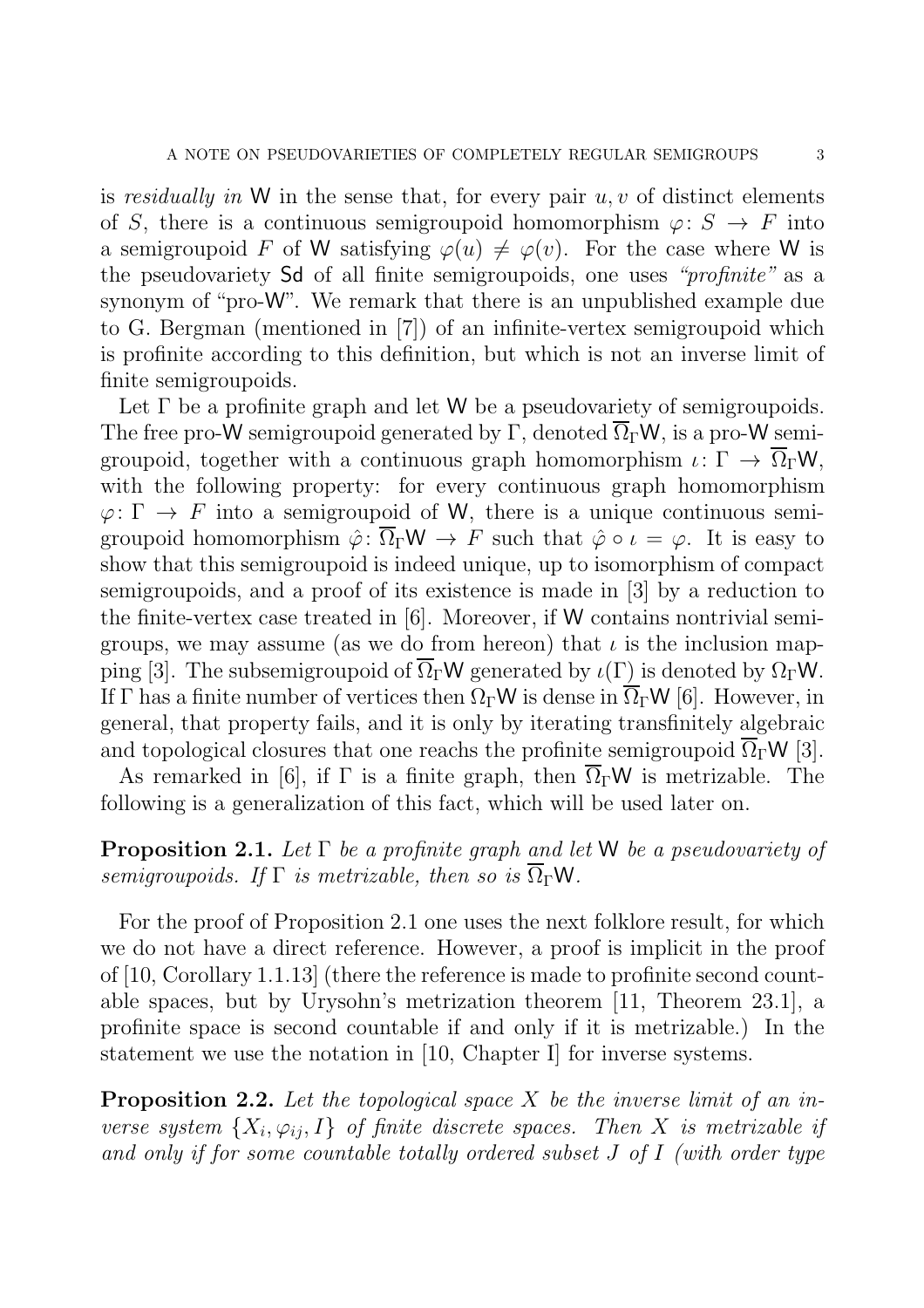is *residually in* $\mathsf{W}$ in the sense that, for every pair $u, v$ of distinct elements of $S$, there is a continuous semigroupoid homomorphism $\varphi\colon S \to F$ into a semigroupoid $F$ of $\mathsf{W}$ satisfying $\varphi(u) \neq \varphi(v)$. For the case where $\mathsf{W}$ is the pseudovariety $\mathsf{Sd}$ of all finite semigroupoids, one uses *"profinite"* as a synonym of "pro-$\mathsf{W}$". We remark that there is an unpublished example due to G. Bergman (mentioned in [7]) of an infinite-vertex semigroupoid which is profinite according to this definition, but which is not an inverse limit of finite semigroupoids.

Let $\Gamma$ be a profinite graph and let $\mathsf{W}$ be a pseudovariety of semigroupoids. The free pro-$\mathsf{W}$ semigroupoid generated by $\Gamma$, denoted $\overline{\Omega}_\Gamma\mathsf{W}$, is a pro-$\mathsf{W}$ semigroupoid, together with a continuous graph homomorphism $\iota\colon \Gamma \to \overline{\Omega}_\Gamma\mathsf{W}$, with the following property: for every continuous graph homomorphism $\varphi\colon \Gamma \to F$ into a semigroupoid of $\mathsf{W}$, there is a unique continuous semigroupoid homomorphism $\hat{\varphi}\colon \overline{\Omega}_\Gamma\mathsf{W} \to F$ such that $\hat{\varphi} \circ \iota = \varphi$. It is easy to show that this semigroupoid is indeed unique, up to isomorphism of compact semigroupoids, and a proof of its existence is made in [3] by a reduction to the finite-vertex case treated in [6]. Moreover, if $\mathsf{W}$ contains nontrivial semigroups, we may assume (as we do from hereon) that $\iota$ is the inclusion mapping [3]. The subsemigroupoid of $\overline{\Omega}_\Gamma\mathsf{W}$ generated by $\iota(\Gamma)$ is denoted by $\Omega_\Gamma\mathsf{W}$. If $\Gamma$ has a finite number of vertices then $\Omega_\Gamma\mathsf{W}$ is dense in $\overline{\Omega}_\Gamma\mathsf{W}$ [6]. However, in general, that property fails, and it is only by iterating transfinitely algebraic and topological closures that one reachs the profinite semigroupoid $\overline{\Omega}_\Gamma\mathsf{W}$ [3].

As remarked in [6], if $\Gamma$ is a finite graph, then $\overline{\Omega}_\Gamma\mathsf{W}$ is metrizable. The following is a generalization of this fact, which will be used later on.

**Proposition 2.1.** *Let $\Gamma$ be a profinite graph and let $\mathsf{W}$ be a pseudovariety of semigroupoids. If $\Gamma$ is metrizable, then so is $\overline{\Omega}_\Gamma\mathsf{W}$.*

For the proof of Proposition 2.1 one uses the next folklore result, for which we do not have a direct reference. However, a proof is implicit in the proof of [10, Corollary 1.1.13] (there the reference is made to profinite second countable spaces, but by Urysohn's metrization theorem [11, Theorem 23.1], a profinite space is second countable if and only if it is metrizable.) In the statement we use the notation in [10, Chapter I] for inverse systems.

**Proposition 2.2.** *Let the topological space $X$ be the inverse limit of an inverse system $\{X_i, \varphi_{ij}, I\}$ of finite discrete spaces. Then $X$ is metrizable if and only if for some countable totally ordered subset $J$ of $I$ (with order type*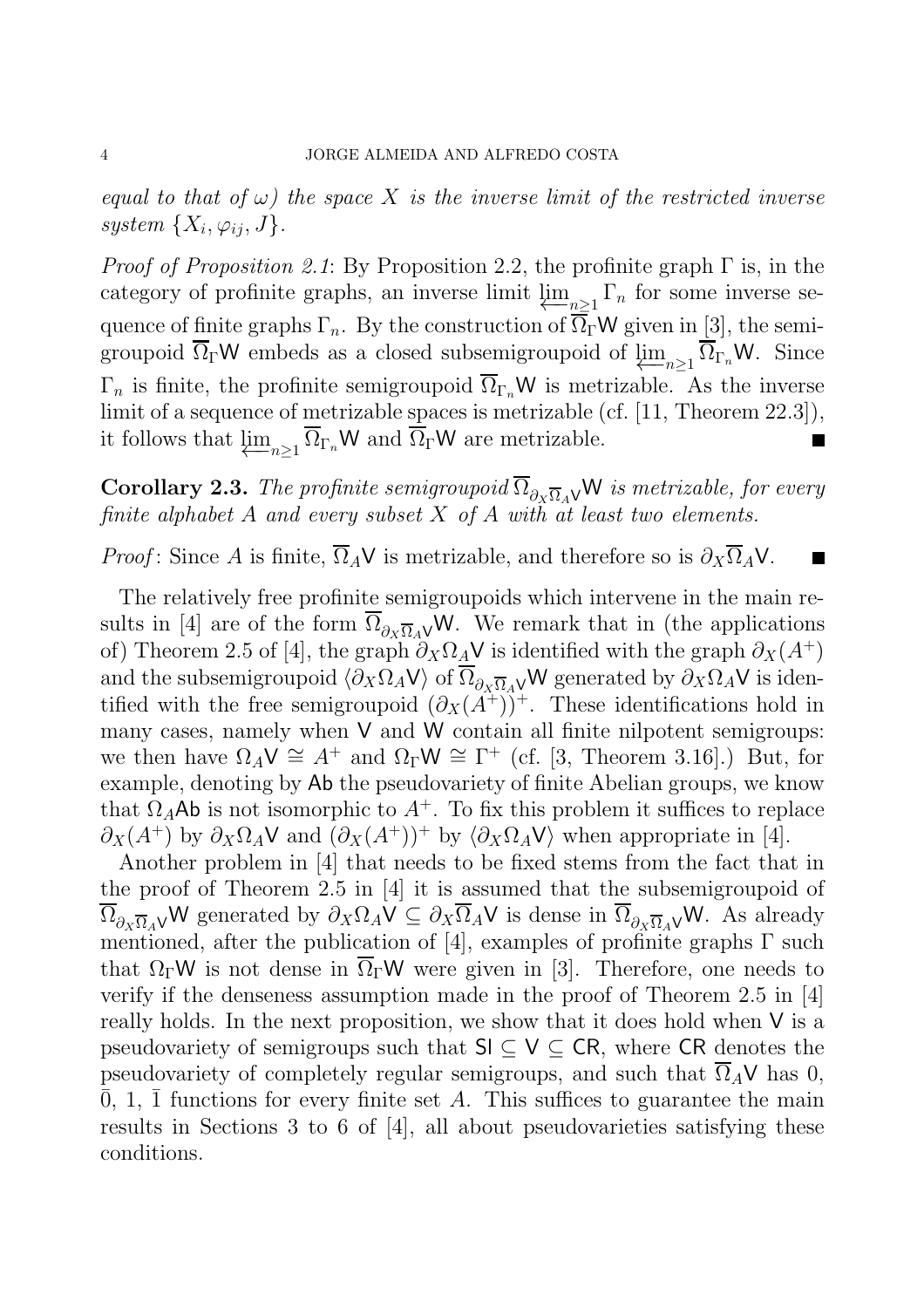*equal to that of $\omega$) the space $X$ is the inverse limit of the restricted inverse system $\{X_i, \varphi_{ij}, J\}$.*

*Proof of Proposition 2.1*: By Proposition 2.2, the profinite graph $\Gamma$ is, in the category of profinite graphs, an inverse limit $\varprojlim_{n\geq 1} \Gamma_n$ for some inverse sequence of finite graphs $\Gamma_n$. By the construction of $\overline{\Omega}_\Gamma \mathsf{W}$ given in [3], the semigroupoid $\overline{\Omega}_\Gamma \mathsf{W}$ embeds as a closed subsemigroupoid of $\varprojlim_{n\geq 1} \overline{\Omega}_{\Gamma_n} \mathsf{W}$. Since $\Gamma_n$ is finite, the profinite semigroupoid $\overline{\Omega}_{\Gamma_n} \mathsf{W}$ is metrizable. As the inverse limit of a sequence of metrizable spaces is metrizable (cf. [11, Theorem 22.3]), it follows that $\varprojlim_{n\geq 1} \overline{\Omega}_{\Gamma_n} \mathsf{W}$ and $\overline{\Omega}_\Gamma \mathsf{W}$ are metrizable. ∎

**Corollary 2.3.** *The profinite semigroupoid $\overline{\Omega}_{\partial_X \overline{\Omega}_A \mathsf{V}} \mathsf{W}$ is metrizable, for every finite alphabet $A$ and every subset $X$ of $A$ with at least two elements.*

*Proof*: Since $A$ is finite, $\overline{\Omega}_A \mathsf{V}$ is metrizable, and therefore so is $\partial_X \overline{\Omega}_A \mathsf{V}$. ∎

The relatively free profinite semigroupoids which intervene in the main results in [4] are of the form $\overline{\Omega}_{\partial_X \overline{\Omega}_A \mathsf{V}} \mathsf{W}$. We remark that in (the applications of) Theorem 2.5 of [4], the graph $\partial_X \Omega_A \mathsf{V}$ is identified with the graph $\partial_X(A^+)$ and the subsemigroupoid $\langle \partial_X \Omega_A \mathsf{V} \rangle$ of $\overline{\Omega}_{\partial_X \overline{\Omega}_A \mathsf{V}} \mathsf{W}$ generated by $\partial_X \Omega_A \mathsf{V}$ is identified with the free semigroupoid $(\partial_X(A^+))^+$. These identifications hold in many cases, namely when $\mathsf{V}$ and $\mathsf{W}$ contain all finite nilpotent semigroups: we then have $\Omega_A \mathsf{V} \cong A^+$ and $\Omega_\Gamma \mathsf{W} \cong \Gamma^+$ (cf. [3, Theorem 3.16].) But, for example, denoting by $\mathsf{Ab}$ the pseudovariety of finite Abelian groups, we know that $\Omega_A \mathsf{Ab}$ is not isomorphic to $A^+$. To fix this problem it suffices to replace $\partial_X(A^+)$ by $\partial_X \Omega_A \mathsf{V}$ and $(\partial_X(A^+))^+$ by $\langle \partial_X \Omega_A \mathsf{V} \rangle$ when appropriate in [4].

Another problem in [4] that needs to be fixed stems from the fact that in the proof of Theorem 2.5 in [4] it is assumed that the subsemigroupoid of $\overline{\Omega}_{\partial_X \overline{\Omega}_A \mathsf{V}} \mathsf{W}$ generated by $\partial_X \Omega_A \mathsf{V} \subseteq \partial_X \overline{\Omega}_A \mathsf{V}$ is dense in $\overline{\Omega}_{\partial_X \overline{\Omega}_A \mathsf{V}} \mathsf{W}$. As already mentioned, after the publication of [4], examples of profinite graphs $\Gamma$ such that $\Omega_\Gamma \mathsf{W}$ is not dense in $\overline{\Omega}_\Gamma \mathsf{W}$ were given in [3]. Therefore, one needs to verify if the denseness assumption made in the proof of Theorem 2.5 in [4] really holds. In the next proposition, we show that it does hold when $\mathsf{V}$ is a pseudovariety of semigroups such that $\mathsf{Sl} \subseteq \mathsf{V} \subseteq \mathsf{CR}$, where $\mathsf{CR}$ denotes the pseudovariety of completely regular semigroups, and such that $\overline{\Omega}_A \mathsf{V}$ has 0, $\bar{0}$, 1, $\bar{1}$ functions for every finite set $A$. This suffices to guarantee the main results in Sections 3 to 6 of [4], all about pseudovarieties satisfying these conditions.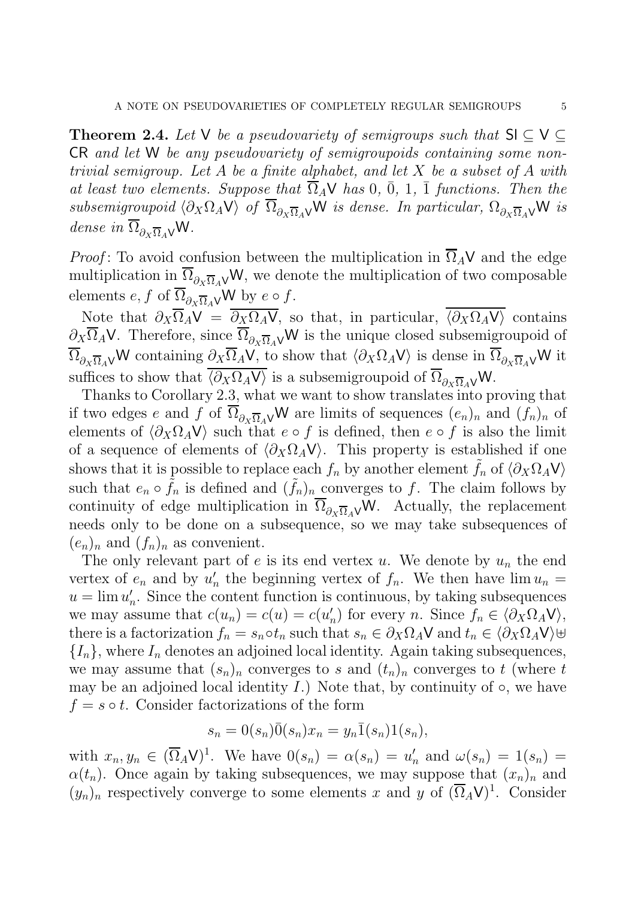**Theorem 2.4.** *Let* $\mathsf{V}$ *be a pseudovariety of semigroups such that* $\mathsf{SI} \subseteq \mathsf{V} \subseteq \mathsf{CR}$ *and let* $\mathsf{W}$ *be any pseudovariety of semigroupoids containing some non-trivial semigroup. Let* $A$ *be a finite alphabet, and let* $X$ *be a subset of* $A$ *with at least two elements. Suppose that* $\overline{\Omega}_A\mathsf{V}$ *has* $0$*,* $\bar{0}$*,* $1$*,* $\bar{1}$ *functions. Then the subsemigroupoid* $\langle \partial_X \Omega_A \mathsf{V}\rangle$ *of* $\overline{\Omega}_{\partial_X \overline{\Omega}_A \mathsf{V}}\mathsf{W}$ *is dense. In particular,* $\Omega_{\partial_X \overline{\Omega}_A \mathsf{V}}\mathsf{W}$ *is dense in* $\overline{\Omega}_{\partial_X \overline{\Omega}_A \mathsf{V}}\mathsf{W}$*.*

*Proof*: To avoid confusion between the multiplication in $\overline{\Omega}_A\mathsf{V}$ and the edge multiplication in $\overline{\Omega}_{\partial_X \overline{\Omega}_A \mathsf{V}}\mathsf{W}$, we denote the multiplication of two composable elements $e, f$ of $\overline{\Omega}_{\partial_X \overline{\Omega}_A \mathsf{V}}\mathsf{W}$ by $e \circ f$.

Note that $\partial_X \overline{\Omega}_A \mathsf{V} = \overline{\partial_X \Omega_A \mathsf{V}}$, so that, in particular, $\overline{\langle \partial_X \Omega_A \mathsf{V}\rangle}$ contains $\partial_X \overline{\Omega}_A \mathsf{V}$. Therefore, since $\overline{\Omega}_{\partial_X \overline{\Omega}_A \mathsf{V}}\mathsf{W}$ is the unique closed subsemigroupoid of $\overline{\Omega}_{\partial_X \overline{\Omega}_A \mathsf{V}}\mathsf{W}$ containing $\partial_X \overline{\Omega}_A \mathsf{V}$, to show that $\langle \partial_X \Omega_A \mathsf{V}\rangle$ is dense in $\overline{\Omega}_{\partial_X \overline{\Omega}_A \mathsf{V}}\mathsf{W}$ it suffices to show that $\overline{\langle \partial_X \Omega_A \mathsf{V}\rangle}$ is a subsemigroupoid of $\overline{\Omega}_{\partial_X \overline{\Omega}_A \mathsf{V}}\mathsf{W}$.

Thanks to Corollary 2.3, what we want to show translates into proving that if two edges $e$ and $f$ of $\overline{\Omega}_{\partial_X \overline{\Omega}_A \mathsf{V}}\mathsf{W}$ are limits of sequences $(e_n)_n$ and $(f_n)_n$ of elements of $\langle \partial_X \Omega_A \mathsf{V}\rangle$ such that $e \circ f$ is defined, then $e \circ f$ is also the limit of a sequence of elements of $\langle \partial_X \Omega_A \mathsf{V}\rangle$. This property is established if one shows that it is possible to replace each $f_n$ by another element $\tilde{f}_n$ of $\langle \partial_X \Omega_A \mathsf{V}\rangle$ such that $e_n \circ \tilde{f}_n$ is defined and $(\tilde{f}_n)_n$ converges to $f$. The claim follows by continuity of edge multiplication in $\overline{\Omega}_{\partial_X \overline{\Omega}_A \mathsf{V}}\mathsf{W}$. Actually, the replacement needs only to be done on a subsequence, so we may take subsequences of $(e_n)_n$ and $(f_n)_n$ as convenient.

The only relevant part of $e$ is its end vertex $u$. We denote by $u_n$ the end vertex of $e_n$ and by $u'_n$ the beginning vertex of $f_n$. We then have $\lim u_n = u = \lim u'_n$. Since the content function is continuous, by taking subsequences we may assume that $c(u_n) = c(u) = c(u'_n)$ for every $n$. Since $f_n \in \langle \partial_X \Omega_A \mathsf{V}\rangle$, there is a factorization $f_n = s_n \circ t_n$ such that $s_n \in \partial_X \Omega_A \mathsf{V}$ and $t_n \in \langle \partial_X \Omega_A \mathsf{V}\rangle \uplus \{I_n\}$, where $I_n$ denotes an adjoined local identity. Again taking subsequences, we may assume that $(s_n)_n$ converges to $s$ and $(t_n)_n$ converges to $t$ (where $t$ may be an adjoined local identity $I$.) Note that, by continuity of $\circ$, we have $f = s \circ t$. Consider factorizations of the form

$$s_n = 0(s_n)\bar{0}(s_n)x_n = y_n\bar{1}(s_n)1(s_n),$$

with $x_n, y_n \in (\overline{\Omega}_A\mathsf{V})^1$. We have $0(s_n) = \alpha(s_n) = u'_n$ and $\omega(s_n) = 1(s_n) = \alpha(t_n)$. Once again by taking subsequences, we may suppose that $(x_n)_n$ and $(y_n)_n$ respectively converge to some elements $x$ and $y$ of $(\overline{\Omega}_A\mathsf{V})^1$. Consider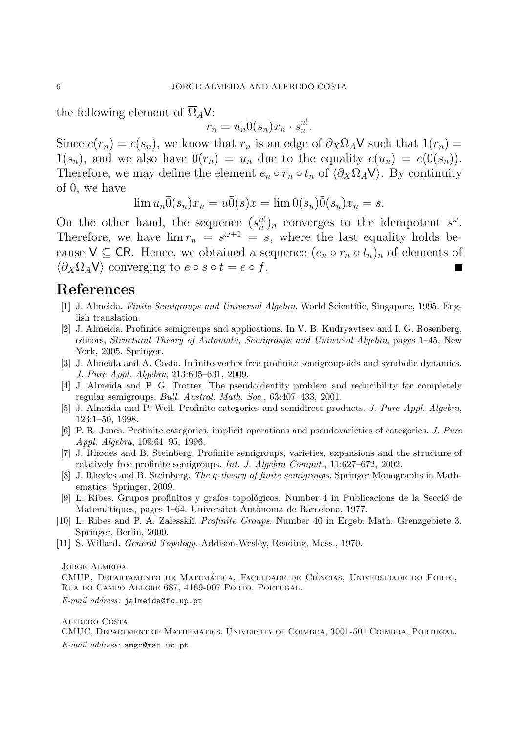the following element of $\overline{\Omega}_A\mathsf{V}$:

$$r_n = u_n\bar{0}(s_n)x_n \cdot s_n^{n!}.$$

Since $c(r_n) = c(s_n)$, we know that $r_n$ is an edge of $\partial_X\Omega_A\mathsf{V}$ such that $1(r_n) = 1(s_n)$, and we also have $0(r_n) = u_n$ due to the equality $c(u_n) = c(0(s_n))$. Therefore, we may define the element $e_n \circ r_n \circ t_n$ of $\langle \partial_X\Omega_A\mathsf{V}\rangle$. By continuity of $\bar{0}$, we have

$$\lim u_n\bar{0}(s_n)x_n = u\bar{0}(s)x = \lim 0(s_n)\bar{0}(s_n)x_n = s.$$

On the other hand, the sequence $(s_n^{n!})_n$ converges to the idempotent $s^\omega$. Therefore, we have $\lim r_n = s^{\omega+1} = s$, where the last equality holds because $\mathsf{V} \subseteq \mathsf{CR}$. Hence, we obtained a sequence $(e_n \circ r_n \circ t_n)_n$ of elements of $\langle \partial_X\Omega_A\mathsf{V}\rangle$ converging to $e \circ s \circ t = e \circ f$. ∎

# References

[1] J. Almeida. *Finite Semigroups and Universal Algebra*. World Scientific, Singapore, 1995. English translation.

[2] J. Almeida. Profinite semigroups and applications. In V. B. Kudryavtsev and I. G. Rosenberg, editors, *Structural Theory of Automata, Semigroups and Universal Algebra*, pages 1–45, New York, 2005. Springer.

[3] J. Almeida and A. Costa. Infinite-vertex free profinite semigroupoids and symbolic dynamics. *J. Pure Appl. Algebra*, 213:605–631, 2009.

[4] J. Almeida and P. G. Trotter. The pseudoidentity problem and reducibility for completely regular semigroups. *Bull. Austral. Math. Soc.*, 63:407–433, 2001.

[5] J. Almeida and P. Weil. Profinite categories and semidirect products. *J. Pure Appl. Algebra*, 123:1–50, 1998.

[6] P. R. Jones. Profinite categories, implicit operations and pseudovarieties of categories. *J. Pure Appl. Algebra*, 109:61–95, 1996.

[7] J. Rhodes and B. Steinberg. Profinite semigroups, varieties, expansions and the structure of relatively free profinite semigroups. *Int. J. Algebra Comput.*, 11:627–672, 2002.

[8] J. Rhodes and B. Steinberg. *The q-theory of finite semigroups*. Springer Monographs in Mathematics. Springer, 2009.

[9] L. Ribes. Grupos profinitos y grafos topológicos. Number 4 in Publicacions de la Secció de Matemàtiques, pages 1–64. Universitat Autònoma de Barcelona, 1977.

[10] L. Ribes and P. A. Zalesskiĭ. *Profinite Groups*. Number 40 in Ergeb. Math. Grenzgebiete 3. Springer, Berlin, 2000.

[11] S. Willard. *General Topology*. Addison-Wesley, Reading, Mass., 1970.

Jorge Almeida
CMUP, Departamento de Matemática, Faculdade de Ciências, Universidade do Porto, Rua do Campo Alegre 687, 4169-007 Porto, Portugal.
*E-mail address*: jalmeida@fc.up.pt

Alfredo Costa
CMUC, Department of Mathematics, University of Coimbra, 3001-501 Coimbra, Portugal.
*E-mail address*: amgc@mat.uc.pt